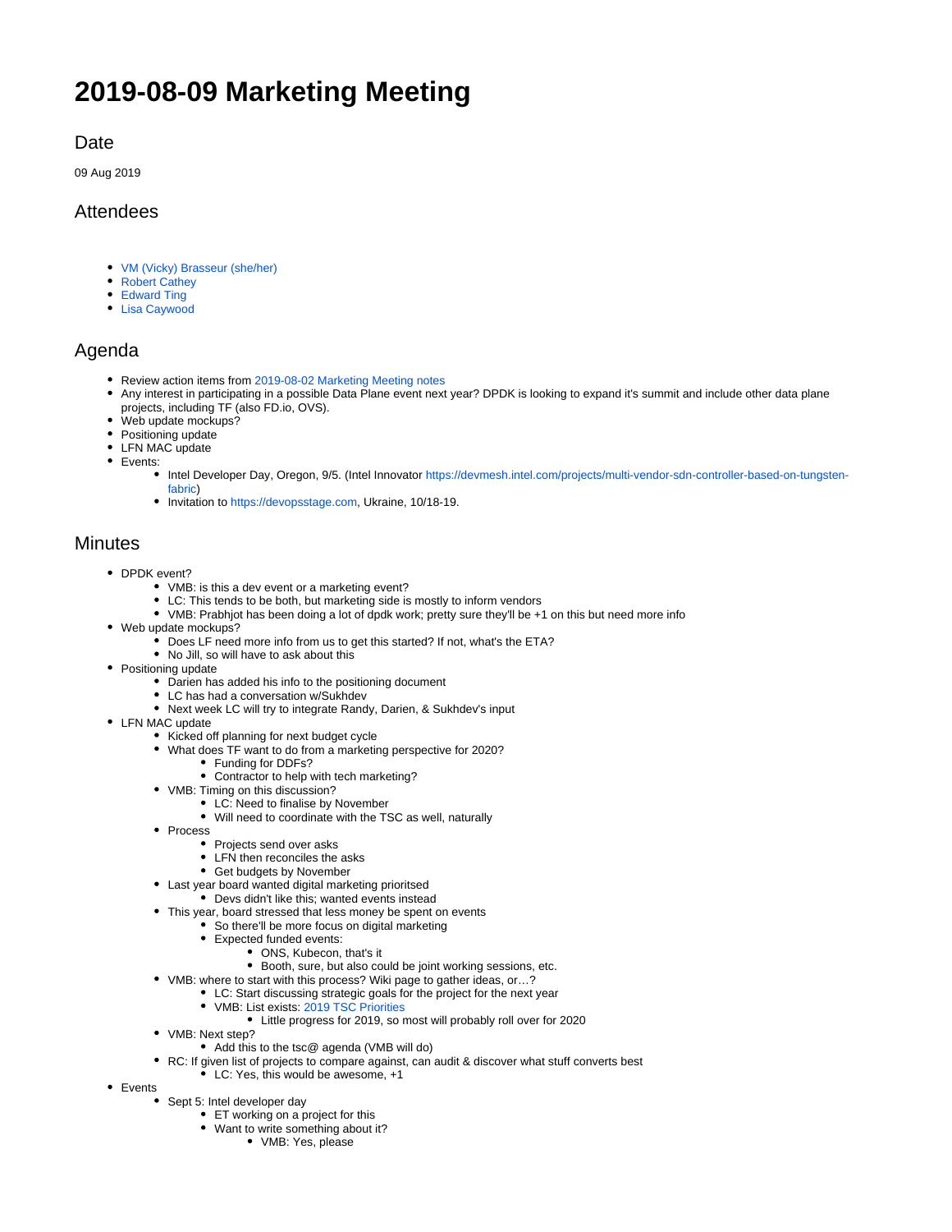# 2019-08-09 Marketing Meeting

## Date

09 Aug 2019

## Attendees

- VM (Vicky) Brasseur (she/her)
- Robert Cathey
- Edward Ting
- Lisa Caywood

## Agenda

- Review action items from 2019-08-02 Marketing Meeting notes
- Any interest in participating in a possible Data Plane event next year? DPDK is looking to expand it's summit and include other data plane projects, including TF (also FD.io, OVS).
- Web update mockups?
- Positioning update
- LFN MAC update
- Events:
    - Intel Developer Day, Oregon, 9/5. (Intel Innovator https://devmesh.intel.com/projects/multi-vendor-sdn-controller-based-on-tungsten-fabric)
    - Invitation to https://devopsstage.com, Ukraine, 10/18-19.

## Minutes

- DPDK event?
    - VMB: is this a dev event or a marketing event?
    - LC: This tends to be both, but marketing side is mostly to inform vendors
    - VMB: Prabhjot has been doing a lot of dpdk work; pretty sure they'll be +1 on this but need more info
- Web update mockups?
    - Does LF need more info from us to get this started? If not, what's the ETA?
    - No Jill, so will have to ask about this
- Positioning update
    - Darien has added his info to the positioning document
    - LC has had a conversation w/Sukhdev
    - Next week LC will try to integrate Randy, Darien, & Sukhdev's input
- LFN MAC update
    - Kicked off planning for next budget cycle
    - What does TF want to do from a marketing perspective for 2020?
        - Funding for DDFs?
        - Contractor to help with tech marketing?
    - VMB: Timing on this discussion?
        - LC: Need to finalise by November
        - Will need to coordinate with the TSC as well, naturally
    - Process
        - Projects send over asks
        - LFN then reconciles the asks
        - Get budgets by November
    - Last year board wanted digital marketing prioritsed
        - Devs didn't like this; wanted events instead
    - This year, board stressed that less money be spent on events
        - So there'll be more focus on digital marketing
        - Expected funded events:
            - ONS, Kubecon, that's it
            - Booth, sure, but also could be joint working sessions, etc.
    - VMB: where to start with this process? Wiki page to gather ideas, or…?
        - LC: Start discussing strategic goals for the project for the next year
        - VMB: List exists: 2019 TSC Priorities
            - Little progress for 2019, so most will probably roll over for 2020
    - VMB: Next step?
        - Add this to the tsc@ agenda (VMB will do)
    - RC: If given list of projects to compare against, can audit & discover what stuff converts best
        - LC: Yes, this would be awesome, +1
- Events
    - Sept 5: Intel developer day
        - ET working on a project for this
        - Want to write something about it?
            - VMB: Yes, please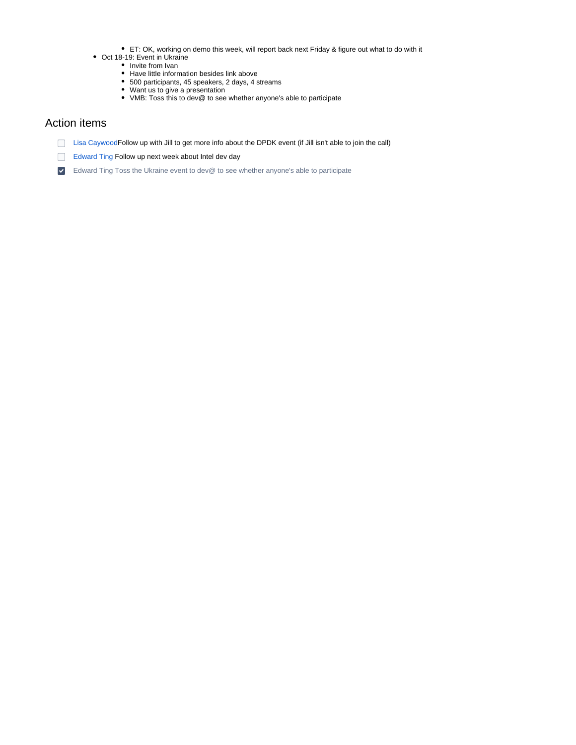- ET: OK, working on demo this week, will report back next Friday & figure out what to do with it
- Oct 18-19: Event in Ukraine
    - Invite from Ivan
    - Have little information besides link above
    - 500 participants, 45 speakers, 2 days, 4 streams
    - Want us to give a presentation
    - VMB: Toss this to dev@ to see whether anyone's able to participate

## Action items

- [ ] Lisa CaywoodFollow up with Jill to get more info about the DPDK event (if Jill isn't able to join the call)
- [ ] Edward Ting Follow up next week about Intel dev day
- [x] Edward Ting Toss the Ukraine event to dev@ to see whether anyone's able to participate